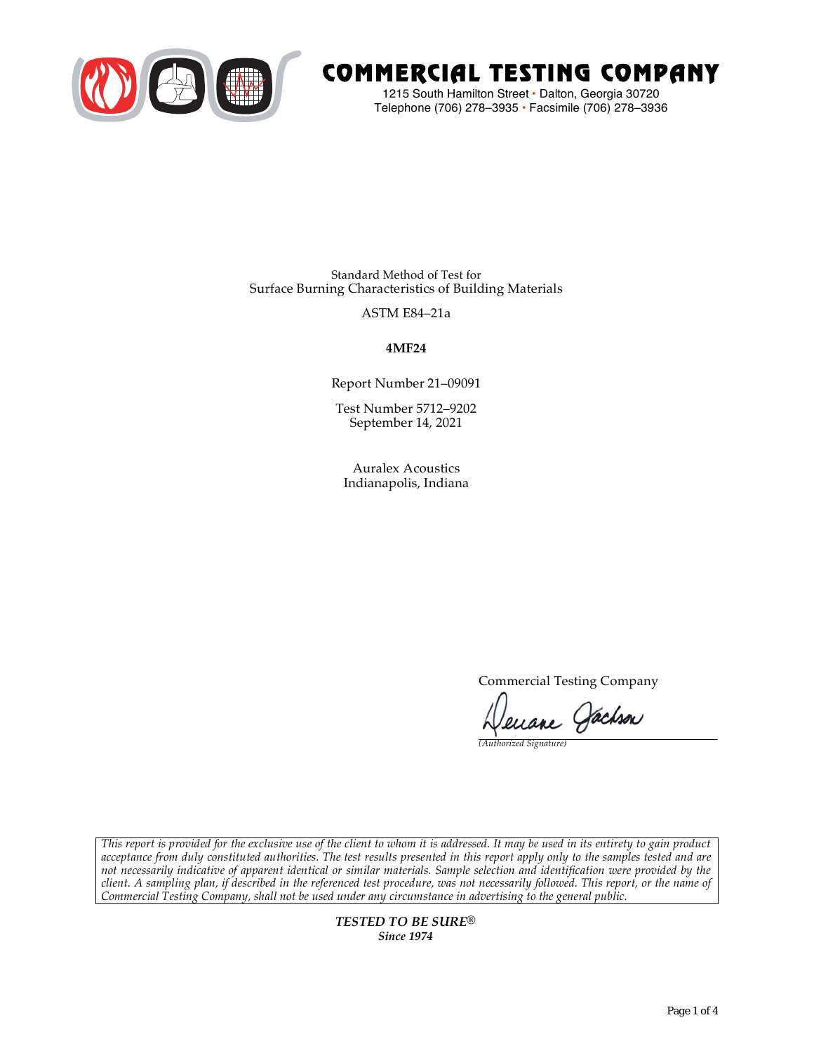# COMMERCIAL TESTING COMPANY

1215 South Hamilton Street • Dalton, Georgia 30720
Telephone (706) 278–3935 • Facsimile (706) 278–3936

Standard Method of Test for
Surface Burning Characteristics of Building Materials

ASTM E84–21a

**4MF24**

Report Number 21–09091

Test Number 5712–9202
September 14, 2021

Auralex Acoustics
Indianapolis, Indiana

Commercial Testing Company

*(Authorized Signature)*

*This report is provided for the exclusive use of the client to whom it is addressed. It may be used in its entirety to gain product acceptance from duly constituted authorities. The test results presented in this report apply only to the samples tested and are not necessarily indicative of apparent identical or similar materials. Sample selection and identification were provided by the client. A sampling plan, if described in the referenced test procedure, was not necessarily followed. This report, or the name of Commercial Testing Company, shall not be used under any circumstance in advertising to the general public.*

***TESTED TO BE SURE®***
***Since 1974***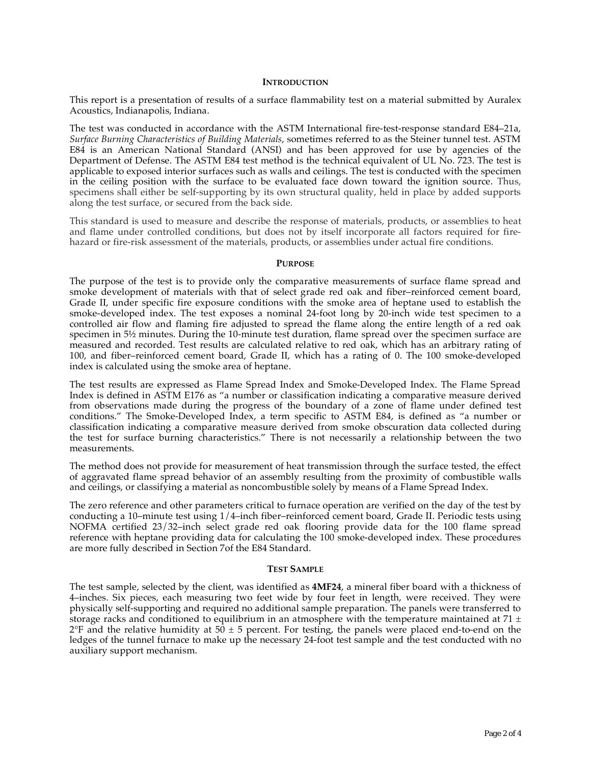## Introduction

This report is a presentation of results of a surface flammability test on a material submitted by Auralex Acoustics, Indianapolis, Indiana.

The test was conducted in accordance with the ASTM International fire-test-response standard E84–21a, *Surface Burning Characteristics of Building Materials*, sometimes referred to as the Steiner tunnel test. ASTM E84 is an American National Standard (ANSI) and has been approved for use by agencies of the Department of Defense. The ASTM E84 test method is the technical equivalent of UL No. 723. The test is applicable to exposed interior surfaces such as walls and ceilings. The test is conducted with the specimen in the ceiling position with the surface to be evaluated face down toward the ignition source. Thus, specimens shall either be self-supporting by its own structural quality, held in place by added supports along the test surface, or secured from the back side.

This standard is used to measure and describe the response of materials, products, or assemblies to heat and flame under controlled conditions, but does not by itself incorporate all factors required for fire-hazard or fire-risk assessment of the materials, products, or assemblies under actual fire conditions.

## Purpose

The purpose of the test is to provide only the comparative measurements of surface flame spread and smoke development of materials with that of select grade red oak and fiber–reinforced cement board, Grade II, under specific fire exposure conditions with the smoke area of heptane used to establish the smoke-developed index. The test exposes a nominal 24-foot long by 20-inch wide test specimen to a controlled air flow and flaming fire adjusted to spread the flame along the entire length of a red oak specimen in 5½ minutes. During the 10-minute test duration, flame spread over the specimen surface are measured and recorded. Test results are calculated relative to red oak, which has an arbitrary rating of 100, and fiber–reinforced cement board, Grade II, which has a rating of 0. The 100 smoke-developed index is calculated using the smoke area of heptane.

The test results are expressed as Flame Spread Index and Smoke-Developed Index. The Flame Spread Index is defined in ASTM E176 as "a number or classification indicating a comparative measure derived from observations made during the progress of the boundary of a zone of flame under defined test conditions." The Smoke-Developed Index, a term specific to ASTM E84, is defined as "a number or classification indicating a comparative measure derived from smoke obscuration data collected during the test for surface burning characteristics." There is not necessarily a relationship between the two measurements.

The method does not provide for measurement of heat transmission through the surface tested, the effect of aggravated flame spread behavior of an assembly resulting from the proximity of combustible walls and ceilings, or classifying a material as noncombustible solely by means of a Flame Spread Index.

The zero reference and other parameters critical to furnace operation are verified on the day of the test by conducting a 10–minute test using 1/4–inch fiber–reinforced cement board, Grade II. Periodic tests using NOFMA certified 23/32–inch select grade red oak flooring provide data for the 100 flame spread reference with heptane providing data for calculating the 100 smoke-developed index. These procedures are more fully described in Section 7of the E84 Standard.

## Test Sample

The test sample, selected by the client, was identified as **4MF24**, a mineral fiber board with a thickness of 4–inches. Six pieces, each measuring two feet wide by four feet in length, were received. They were physically self-supporting and required no additional sample preparation. The panels were transferred to storage racks and conditioned to equilibrium in an atmosphere with the temperature maintained at 71 ± 2°F and the relative humidity at 50 ± 5 percent. For testing, the panels were placed end-to-end on the ledges of the tunnel furnace to make up the necessary 24-foot test sample and the test conducted with no auxiliary support mechanism.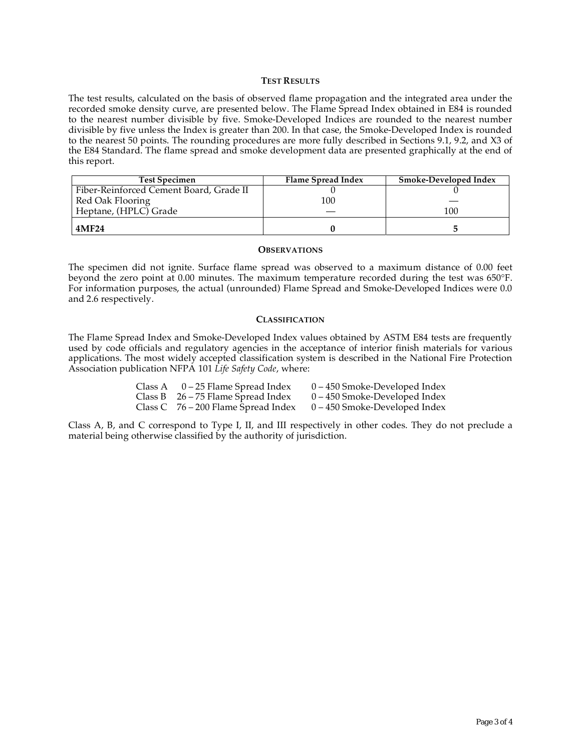## TEST RESULTS

The test results, calculated on the basis of observed flame propagation and the integrated area under the recorded smoke density curve, are presented below. The Flame Spread Index obtained in E84 is rounded to the nearest number divisible by five. Smoke-Developed Indices are rounded to the nearest number divisible by five unless the Index is greater than 200. In that case, the Smoke-Developed Index is rounded to the nearest 50 points. The rounding procedures are more fully described in Sections 9.1, 9.2, and X3 of the E84 Standard. The flame spread and smoke development data are presented graphically at the end of this report.

| Test Specimen | Flame Spread Index | Smoke-Developed Index |
| --- | --- | --- |
| Fiber-Reinforced Cement Board, Grade II | 0 | 0 |
| Red Oak Flooring | 100 | — |
| Heptane, (HPLC) Grade | — | 100 |
| **4MF24** | **0** | **5** |

## OBSERVATIONS

The specimen did not ignite. Surface flame spread was observed to a maximum distance of 0.00 feet beyond the zero point at 0.00 minutes. The maximum temperature recorded during the test was 650°F. For information purposes, the actual (unrounded) Flame Spread and Smoke-Developed Indices were 0.0 and 2.6 respectively.

## CLASSIFICATION

The Flame Spread Index and Smoke-Developed Index values obtained by ASTM E84 tests are frequently used by code officials and regulatory agencies in the acceptance of interior finish materials for various applications. The most widely accepted classification system is described in the National Fire Protection Association publication NFPA 101 *Life Safety Code*, where:

| | | |
| --- | --- | --- |
| Class A | 0 – 25 Flame Spread Index | 0 – 450 Smoke-Developed Index |
| Class B | 26 – 75 Flame Spread Index | 0 – 450 Smoke-Developed Index |
| Class C | 76 – 200 Flame Spread Index | 0 – 450 Smoke-Developed Index |

Class A, B, and C correspond to Type I, II, and III respectively in other codes. They do not preclude a material being otherwise classified by the authority of jurisdiction.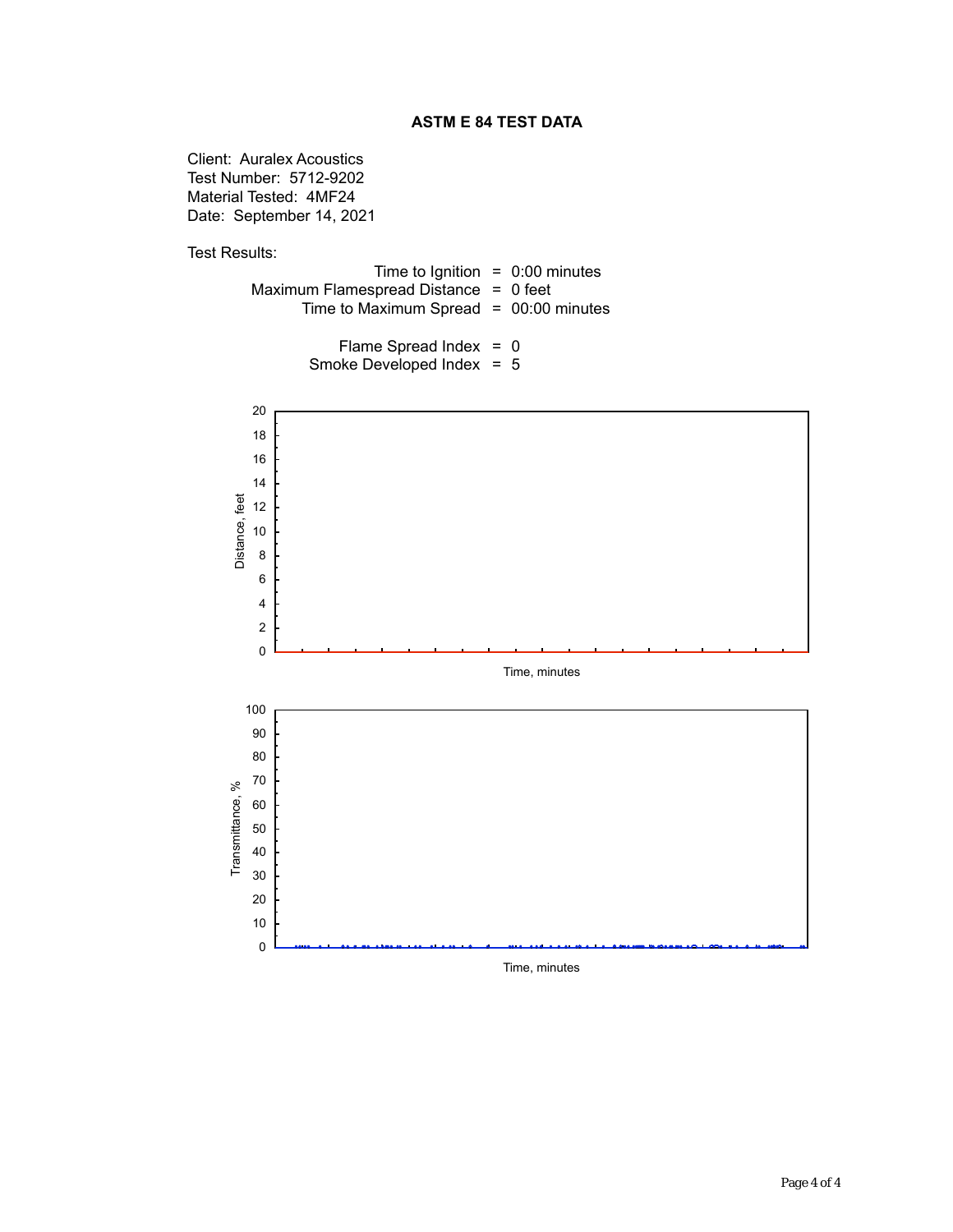# ASTM E 84 TEST DATA

Client: Auralex Acoustics
Test Number: 5712-9202
Material Tested: 4MF24
Date: September 14, 2021

Test Results:

Time to Ignition = 0:00 minutes
Maximum Flamespread Distance = 0 feet
Time to Maximum Spread = 00:00 minutes

Flame Spread Index = 0
Smoke Developed Index = 5

Distance, feet
20
18
16
14
12
10
8
6
4
2
0
Time, minutes

Transmittance, %
100
90
80
70
60
50
40
30
20
10
0
Time, minutes